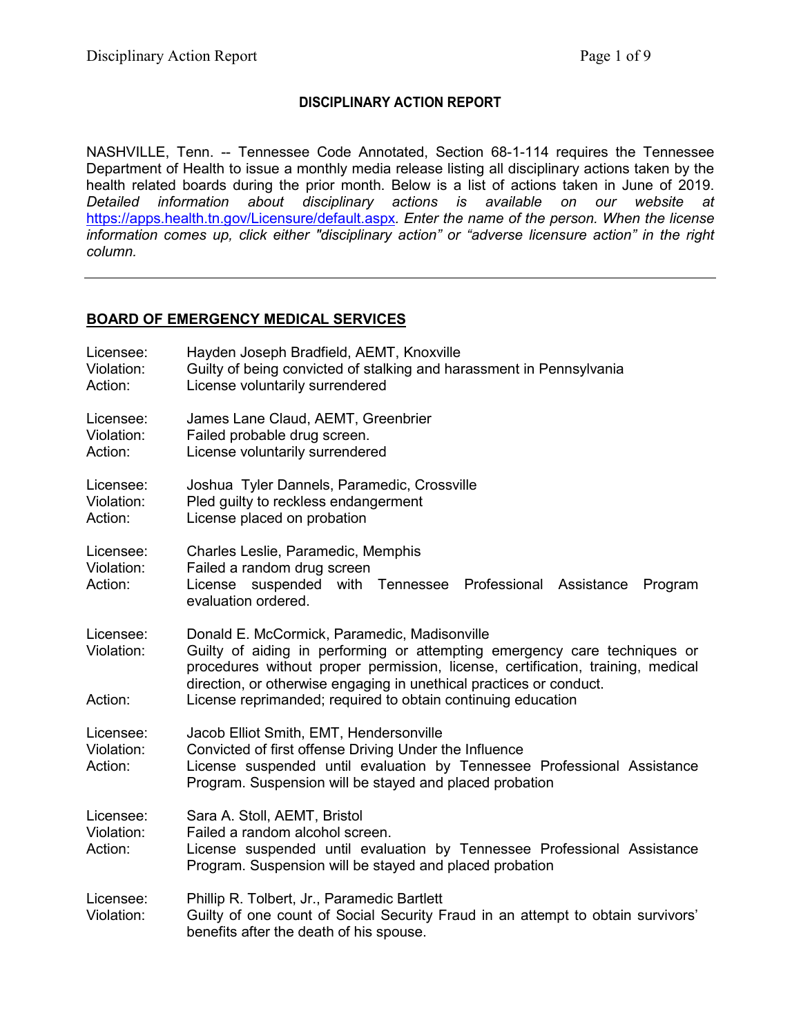**DISCIPLINARY ACTION REPORT**

NASHVILLE, Tenn. -- Tennessee Code Annotated, Section 68-1-114 requires the Tennessee Department of Health to issue a monthly media release listing all disciplinary actions taken by the health related boards during the prior month. Below is a list of actions taken in June of 2019. *Detailed information about disciplinary actions is available on our website at* https://apps.health.tn.gov/Licensure/default.aspx. *Enter the name of the person. When the license information comes up, click either "disciplinary action" or "adverse licensure action" in the right column.*

---

## BOARD OF EMERGENCY MEDICAL SERVICES

Licensee: Hayden Joseph Bradfield, AEMT, Knoxville
Violation: Guilty of being convicted of stalking and harassment in Pennsylvania
Action: License voluntarily surrendered

Licensee: James Lane Claud, AEMT, Greenbrier
Violation: Failed probable drug screen.
Action: License voluntarily surrendered

Licensee: Joshua Tyler Dannels, Paramedic, Crossville
Violation: Pled guilty to reckless endangerment
Action: License placed on probation

Licensee: Charles Leslie, Paramedic, Memphis
Violation: Failed a random drug screen
Action: License suspended with Tennessee Professional Assistance Program evaluation ordered.

Licensee: Donald E. McCormick, Paramedic, Madisonville
Violation: Guilty of aiding in performing or attempting emergency care techniques or procedures without proper permission, license, certification, training, medical direction, or otherwise engaging in unethical practices or conduct.
Action: License reprimanded; required to obtain continuing education

Licensee: Jacob Elliot Smith, EMT, Hendersonville
Violation: Convicted of first offense Driving Under the Influence
Action: License suspended until evaluation by Tennessee Professional Assistance Program. Suspension will be stayed and placed probation

Licensee: Sara A. Stoll, AEMT, Bristol
Violation: Failed a random alcohol screen.
Action: License suspended until evaluation by Tennessee Professional Assistance Program. Suspension will be stayed and placed probation

Licensee: Phillip R. Tolbert, Jr., Paramedic Bartlett
Violation: Guilty of one count of Social Security Fraud in an attempt to obtain survivors' benefits after the death of his spouse.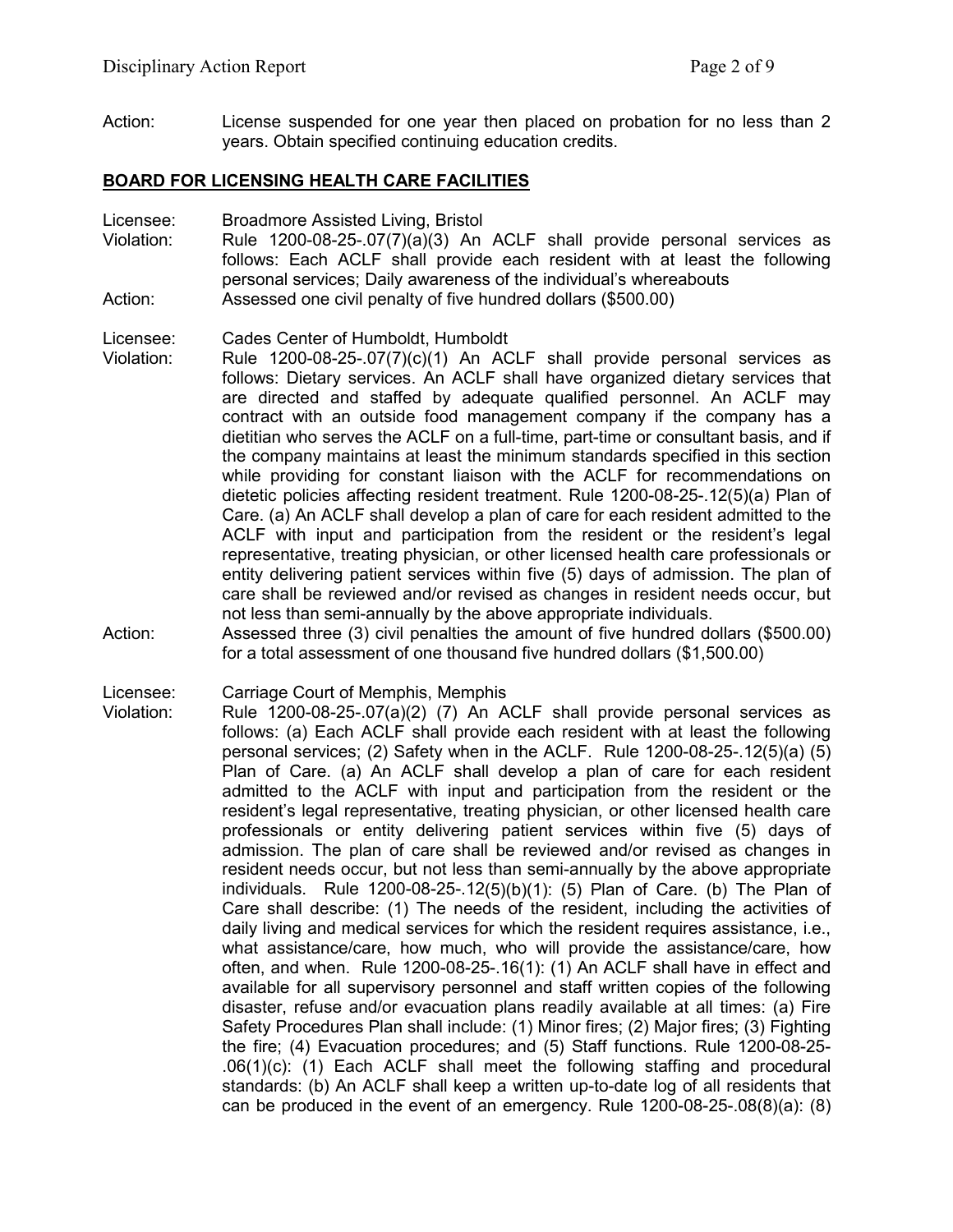Action: License suspended for one year then placed on probation for no less than 2 years. Obtain specified continuing education credits.

## BOARD FOR LICENSING HEALTH CARE FACILITIES

Licensee: Broadmore Assisted Living, Bristol

Violation: Rule 1200-08-25-.07(7)(a)(3) An ACLF shall provide personal services as follows: Each ACLF shall provide each resident with at least the following personal services; Daily awareness of the individual's whereabouts

Action: Assessed one civil penalty of five hundred dollars ($500.00)

Licensee: Cades Center of Humboldt, Humboldt

Violation: Rule 1200-08-25-.07(7)(c)(1) An ACLF shall provide personal services as follows: Dietary services. An ACLF shall have organized dietary services that are directed and staffed by adequate qualified personnel. An ACLF may contract with an outside food management company if the company has a dietitian who serves the ACLF on a full-time, part-time or consultant basis, and if the company maintains at least the minimum standards specified in this section while providing for constant liaison with the ACLF for recommendations on dietetic policies affecting resident treatment. Rule 1200-08-25-.12(5)(a) Plan of Care. (a) An ACLF shall develop a plan of care for each resident admitted to the ACLF with input and participation from the resident or the resident's legal representative, treating physician, or other licensed health care professionals or entity delivering patient services within five (5) days of admission. The plan of care shall be reviewed and/or revised as changes in resident needs occur, but not less than semi-annually by the above appropriate individuals.

Action: Assessed three (3) civil penalties the amount of five hundred dollars ($500.00) for a total assessment of one thousand five hundred dollars ($1,500.00)

Licensee: Carriage Court of Memphis, Memphis

Violation: Rule 1200-08-25-.07(a)(2) (7) An ACLF shall provide personal services as follows: (a) Each ACLF shall provide each resident with at least the following personal services; (2) Safety when in the ACLF. Rule 1200-08-25-.12(5)(a) (5) Plan of Care. (a) An ACLF shall develop a plan of care for each resident admitted to the ACLF with input and participation from the resident or the resident's legal representative, treating physician, or other licensed health care professionals or entity delivering patient services within five (5) days of admission. The plan of care shall be reviewed and/or revised as changes in resident needs occur, but not less than semi-annually by the above appropriate individuals. Rule 1200-08-25-.12(5)(b)(1): (5) Plan of Care. (b) The Plan of Care shall describe: (1) The needs of the resident, including the activities of daily living and medical services for which the resident requires assistance, i.e., what assistance/care, how much, who will provide the assistance/care, how often, and when. Rule 1200-08-25-.16(1): (1) An ACLF shall have in effect and available for all supervisory personnel and staff written copies of the following disaster, refuse and/or evacuation plans readily available at all times: (a) Fire Safety Procedures Plan shall include: (1) Minor fires; (2) Major fires; (3) Fighting the fire; (4) Evacuation procedures; and (5) Staff functions. Rule 1200-08-25-.06(1)(c): (1) Each ACLF shall meet the following staffing and procedural standards: (b) An ACLF shall keep a written up-to-date log of all residents that can be produced in the event of an emergency. Rule 1200-08-25-.08(8)(a): (8)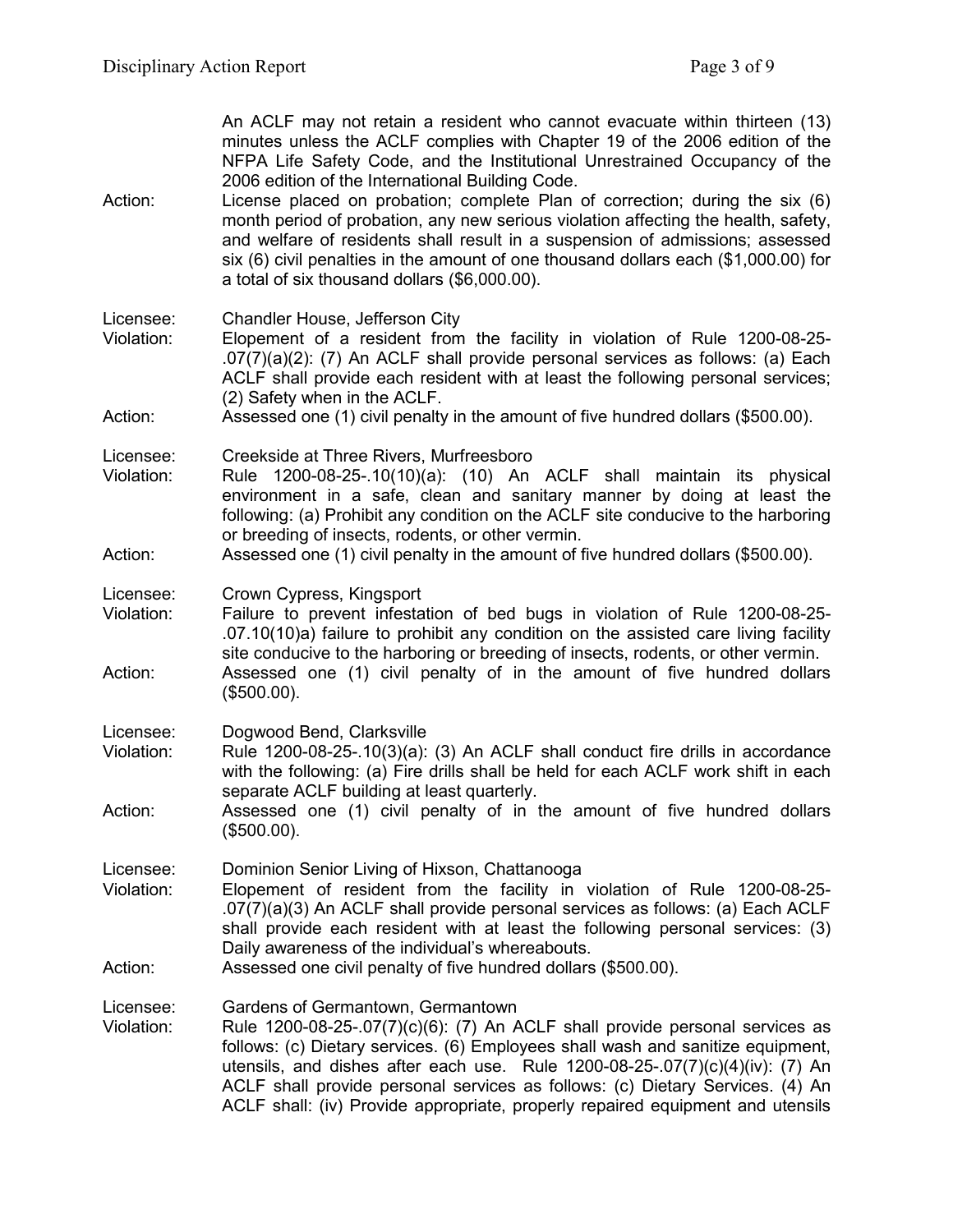An ACLF may not retain a resident who cannot evacuate within thirteen (13) minutes unless the ACLF complies with Chapter 19 of the 2006 edition of the NFPA Life Safety Code, and the Institutional Unrestrained Occupancy of the 2006 edition of the International Building Code.

Action: License placed on probation; complete Plan of correction; during the six (6) month period of probation, any new serious violation affecting the health, safety, and welfare of residents shall result in a suspension of admissions; assessed six (6) civil penalties in the amount of one thousand dollars each ($1,000.00) for a total of six thousand dollars ($6,000.00).

Licensee: Chandler House, Jefferson City

Violation: Elopement of a resident from the facility in violation of Rule 1200-08-25-.07(7)(a)(2): (7) An ACLF shall provide personal services as follows: (a) Each ACLF shall provide each resident with at least the following personal services; (2) Safety when in the ACLF.

Action: Assessed one (1) civil penalty in the amount of five hundred dollars ($500.00).

Licensee: Creekside at Three Rivers, Murfreesboro

Violation: Rule 1200-08-25-.10(10)(a): (10) An ACLF shall maintain its physical environment in a safe, clean and sanitary manner by doing at least the following: (a) Prohibit any condition on the ACLF site conducive to the harboring or breeding of insects, rodents, or other vermin.

Action: Assessed one (1) civil penalty in the amount of five hundred dollars ($500.00).

Licensee: Crown Cypress, Kingsport

Violation: Failure to prevent infestation of bed bugs in violation of Rule 1200-08-25-.07.10(10)a) failure to prohibit any condition on the assisted care living facility site conducive to the harboring or breeding of insects, rodents, or other vermin.

Action: Assessed one (1) civil penalty of in the amount of five hundred dollars ($500.00).

Licensee: Dogwood Bend, Clarksville

Violation: Rule 1200-08-25-.10(3)(a): (3) An ACLF shall conduct fire drills in accordance with the following: (a) Fire drills shall be held for each ACLF work shift in each separate ACLF building at least quarterly.

Action: Assessed one (1) civil penalty of in the amount of five hundred dollars ($500.00).

Licensee: Dominion Senior Living of Hixson, Chattanooga

Violation: Elopement of resident from the facility in violation of Rule 1200-08-25-.07(7)(a)(3) An ACLF shall provide personal services as follows: (a) Each ACLF shall provide each resident with at least the following personal services: (3) Daily awareness of the individual's whereabouts.

Action: Assessed one civil penalty of five hundred dollars ($500.00).

Licensee: Gardens of Germantown, Germantown

Violation: Rule 1200-08-25-.07(7)(c)(6): (7) An ACLF shall provide personal services as follows: (c) Dietary services. (6) Employees shall wash and sanitize equipment, utensils, and dishes after each use. Rule 1200-08-25-.07(7)(c)(4)(iv): (7) An ACLF shall provide personal services as follows: (c) Dietary Services. (4) An ACLF shall: (iv) Provide appropriate, properly repaired equipment and utensils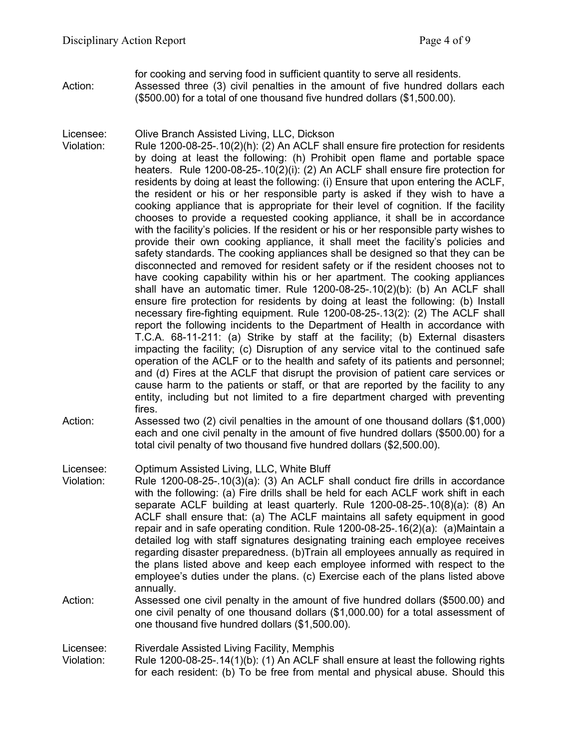for cooking and serving food in sufficient quantity to serve all residents.

Action: Assessed three (3) civil penalties in the amount of five hundred dollars each ($500.00) for a total of one thousand five hundred dollars ($1,500.00).

Licensee: Olive Branch Assisted Living, LLC, Dickson

Violation: Rule 1200-08-25-.10(2)(h): (2) An ACLF shall ensure fire protection for residents by doing at least the following: (h) Prohibit open flame and portable space heaters. Rule 1200-08-25-.10(2)(i): (2) An ACLF shall ensure fire protection for residents by doing at least the following: (i) Ensure that upon entering the ACLF, the resident or his or her responsible party is asked if they wish to have a cooking appliance that is appropriate for their level of cognition. If the facility chooses to provide a requested cooking appliance, it shall be in accordance with the facility's policies. If the resident or his or her responsible party wishes to provide their own cooking appliance, it shall meet the facility's policies and safety standards. The cooking appliances shall be designed so that they can be disconnected and removed for resident safety or if the resident chooses not to have cooking capability within his or her apartment. The cooking appliances shall have an automatic timer. Rule 1200-08-25-.10(2)(b): (b) An ACLF shall ensure fire protection for residents by doing at least the following: (b) Install necessary fire-fighting equipment. Rule 1200-08-25-.13(2): (2) The ACLF shall report the following incidents to the Department of Health in accordance with T.C.A. 68-11-211: (a) Strike by staff at the facility; (b) External disasters impacting the facility; (c) Disruption of any service vital to the continued safe operation of the ACLF or to the health and safety of its patients and personnel; and (d) Fires at the ACLF that disrupt the provision of patient care services or cause harm to the patients or staff, or that are reported by the facility to any entity, including but not limited to a fire department charged with preventing fires.

Action: Assessed two (2) civil penalties in the amount of one thousand dollars ($1,000) each and one civil penalty in the amount of five hundred dollars ($500.00) for a total civil penalty of two thousand five hundred dollars ($2,500.00).

Licensee: Optimum Assisted Living, LLC, White Bluff

Violation: Rule 1200-08-25-.10(3)(a): (3) An ACLF shall conduct fire drills in accordance with the following: (a) Fire drills shall be held for each ACLF work shift in each separate ACLF building at least quarterly. Rule 1200-08-25-.10(8)(a): (8) An ACLF shall ensure that: (a) The ACLF maintains all safety equipment in good repair and in safe operating condition. Rule 1200-08-25-.16(2)(a): (a)Maintain a detailed log with staff signatures designating training each employee receives regarding disaster preparedness. (b)Train all employees annually as required in the plans listed above and keep each employee informed with respect to the employee's duties under the plans. (c) Exercise each of the plans listed above annually.

Action: Assessed one civil penalty in the amount of five hundred dollars ($500.00) and one civil penalty of one thousand dollars ($1,000.00) for a total assessment of one thousand five hundred dollars ($1,500.00).

Licensee: Riverdale Assisted Living Facility, Memphis

Violation: Rule 1200-08-25-.14(1)(b): (1) An ACLF shall ensure at least the following rights for each resident: (b) To be free from mental and physical abuse. Should this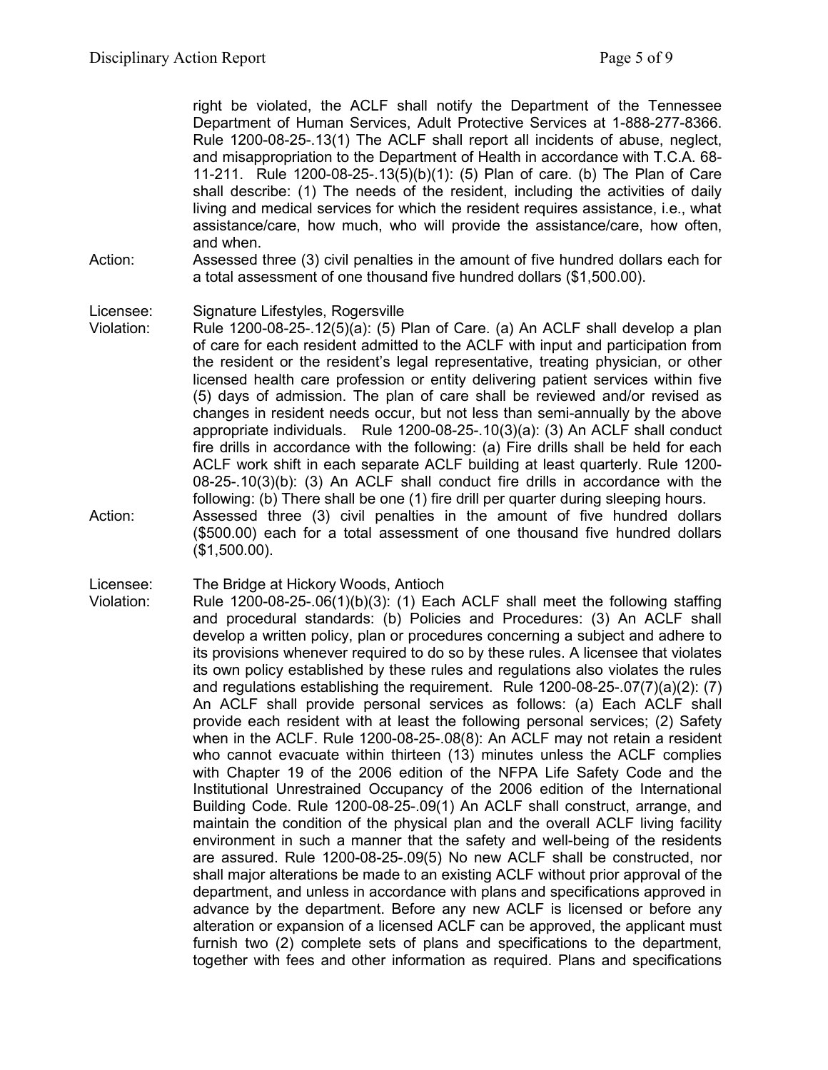right be violated, the ACLF shall notify the Department of the Tennessee Department of Human Services, Adult Protective Services at 1-888-277-8366. Rule 1200-08-25-.13(1) The ACLF shall report all incidents of abuse, neglect, and misappropriation to the Department of Health in accordance with T.C.A. 68-11-211. Rule 1200-08-25-.13(5)(b)(1): (5) Plan of care. (b) The Plan of Care shall describe: (1) The needs of the resident, including the activities of daily living and medical services for which the resident requires assistance, i.e., what assistance/care, how much, who will provide the assistance/care, how often, and when.

Action: Assessed three (3) civil penalties in the amount of five hundred dollars each for a total assessment of one thousand five hundred dollars ($1,500.00).

Licensee: Signature Lifestyles, Rogersville

Violation: Rule 1200-08-25-.12(5)(a): (5) Plan of Care. (a) An ACLF shall develop a plan of care for each resident admitted to the ACLF with input and participation from the resident or the resident's legal representative, treating physician, or other licensed health care profession or entity delivering patient services within five (5) days of admission. The plan of care shall be reviewed and/or revised as changes in resident needs occur, but not less than semi-annually by the above appropriate individuals. Rule 1200-08-25-.10(3)(a): (3) An ACLF shall conduct fire drills in accordance with the following: (a) Fire drills shall be held for each ACLF work shift in each separate ACLF building at least quarterly. Rule 1200-08-25-.10(3)(b): (3) An ACLF shall conduct fire drills in accordance with the following: (b) There shall be one (1) fire drill per quarter during sleeping hours.

Action: Assessed three (3) civil penalties in the amount of five hundred dollars ($500.00) each for a total assessment of one thousand five hundred dollars ($1,500.00).

Licensee: The Bridge at Hickory Woods, Antioch

Violation: Rule 1200-08-25-.06(1)(b)(3): (1) Each ACLF shall meet the following staffing and procedural standards: (b) Policies and Procedures: (3) An ACLF shall develop a written policy, plan or procedures concerning a subject and adhere to its provisions whenever required to do so by these rules. A licensee that violates its own policy established by these rules and regulations also violates the rules and regulations establishing the requirement. Rule 1200-08-25-.07(7)(a)(2): (7) An ACLF shall provide personal services as follows: (a) Each ACLF shall provide each resident with at least the following personal services; (2) Safety when in the ACLF. Rule 1200-08-25-.08(8): An ACLF may not retain a resident who cannot evacuate within thirteen (13) minutes unless the ACLF complies with Chapter 19 of the 2006 edition of the NFPA Life Safety Code and the Institutional Unrestrained Occupancy of the 2006 edition of the International Building Code. Rule 1200-08-25-.09(1) An ACLF shall construct, arrange, and maintain the condition of the physical plan and the overall ACLF living facility environment in such a manner that the safety and well-being of the residents are assured. Rule 1200-08-25-.09(5) No new ACLF shall be constructed, nor shall major alterations be made to an existing ACLF without prior approval of the department, and unless in accordance with plans and specifications approved in advance by the department. Before any new ACLF is licensed or before any alteration or expansion of a licensed ACLF can be approved, the applicant must furnish two (2) complete sets of plans and specifications to the department, together with fees and other information as required. Plans and specifications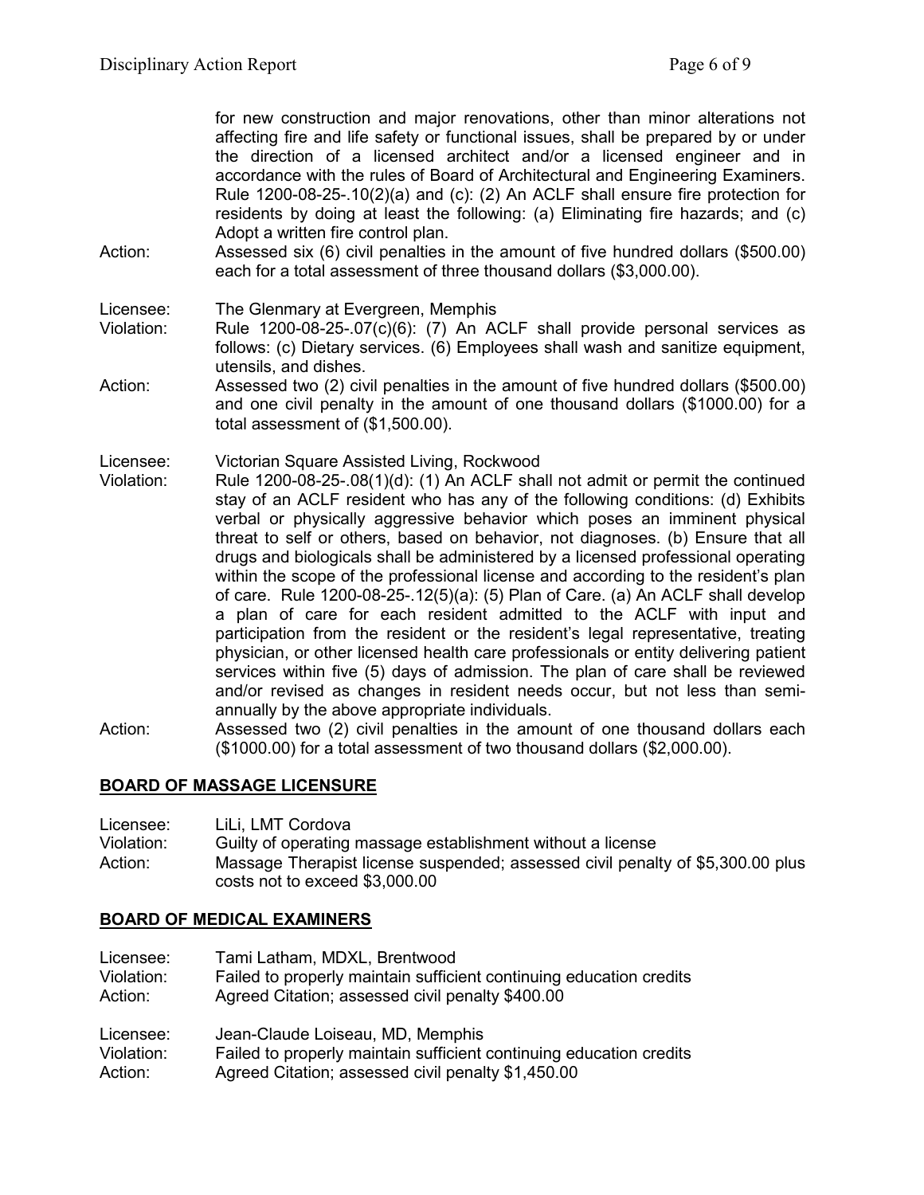for new construction and major renovations, other than minor alterations not affecting fire and life safety or functional issues, shall be prepared by or under the direction of a licensed architect and/or a licensed engineer and in accordance with the rules of Board of Architectural and Engineering Examiners. Rule 1200-08-25-.10(2)(a) and (c): (2) An ACLF shall ensure fire protection for residents by doing at least the following: (a) Eliminating fire hazards; and (c) Adopt a written fire control plan.

Action: Assessed six (6) civil penalties in the amount of five hundred dollars ($500.00) each for a total assessment of three thousand dollars ($3,000.00).

Licensee: The Glenmary at Evergreen, Memphis
Violation: Rule 1200-08-25-.07(c)(6): (7) An ACLF shall provide personal services as follows: (c) Dietary services. (6) Employees shall wash and sanitize equipment, utensils, and dishes.
Action: Assessed two (2) civil penalties in the amount of five hundred dollars ($500.00) and one civil penalty in the amount of one thousand dollars ($1000.00) for a total assessment of ($1,500.00).

Licensee: Victorian Square Assisted Living, Rockwood
Violation: Rule 1200-08-25-.08(1)(d): (1) An ACLF shall not admit or permit the continued stay of an ACLF resident who has any of the following conditions: (d) Exhibits verbal or physically aggressive behavior which poses an imminent physical threat to self or others, based on behavior, not diagnoses. (b) Ensure that all drugs and biologicals shall be administered by a licensed professional operating within the scope of the professional license and according to the resident's plan of care. Rule 1200-08-25-.12(5)(a): (5) Plan of Care. (a) An ACLF shall develop a plan of care for each resident admitted to the ACLF with input and participation from the resident or the resident's legal representative, treating physician, or other licensed health care professionals or entity delivering patient services within five (5) days of admission. The plan of care shall be reviewed and/or revised as changes in resident needs occur, but not less than semi-annually by the above appropriate individuals.
Action: Assessed two (2) civil penalties in the amount of one thousand dollars each ($1000.00) for a total assessment of two thousand dollars ($2,000.00).

## BOARD OF MASSAGE LICENSURE

Licensee: LiLi, LMT Cordova
Violation: Guilty of operating massage establishment without a license
Action: Massage Therapist license suspended; assessed civil penalty of $5,300.00 plus costs not to exceed $3,000.00

## BOARD OF MEDICAL EXAMINERS

Licensee: Tami Latham, MDXL, Brentwood
Violation: Failed to properly maintain sufficient continuing education credits
Action: Agreed Citation; assessed civil penalty $400.00

Licensee: Jean-Claude Loiseau, MD, Memphis
Violation: Failed to properly maintain sufficient continuing education credits
Action: Agreed Citation; assessed civil penalty $1,450.00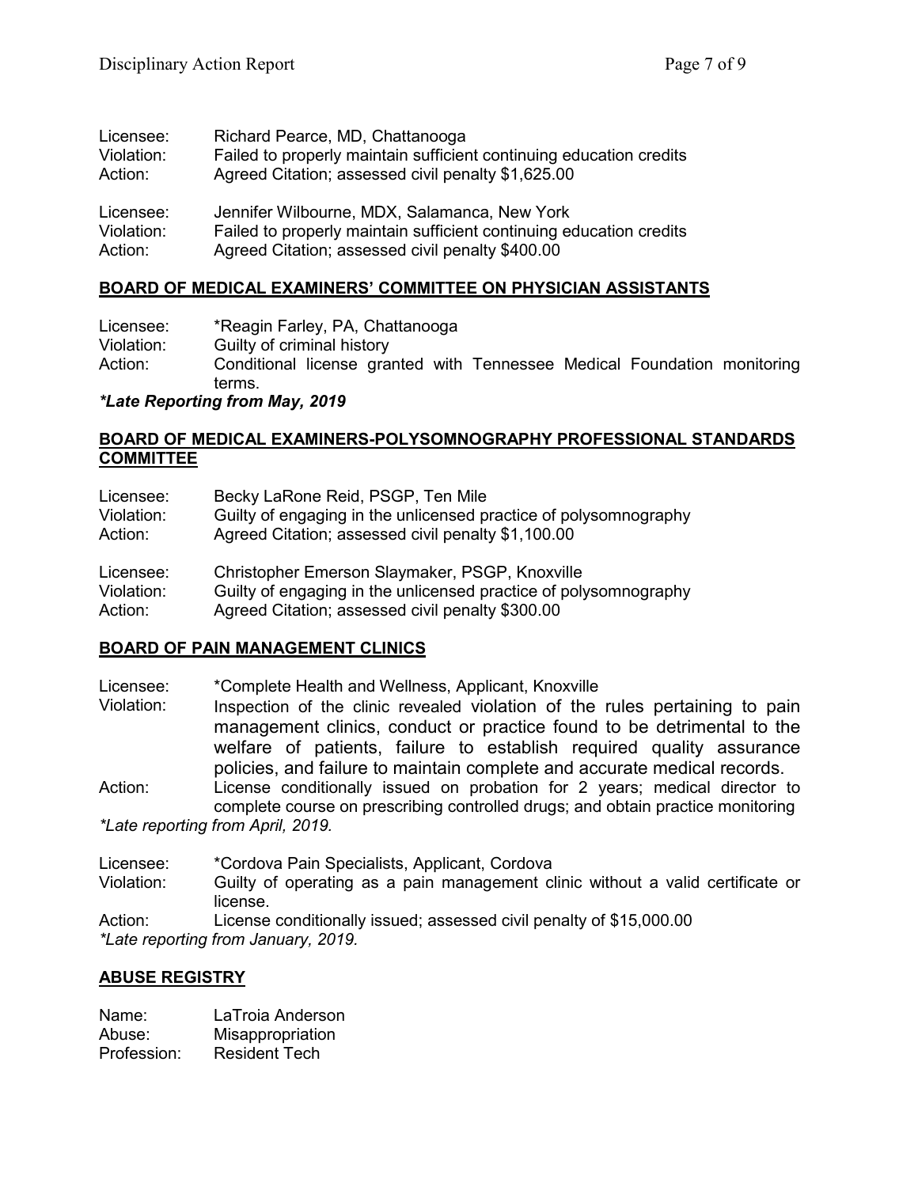Licensee: Richard Pearce, MD, Chattanooga
Violation: Failed to properly maintain sufficient continuing education credits
Action: Agreed Citation; assessed civil penalty $1,625.00

Licensee: Jennifer Wilbourne, MDX, Salamanca, New York
Violation: Failed to properly maintain sufficient continuing education credits
Action: Agreed Citation; assessed civil penalty $400.00

## BOARD OF MEDICAL EXAMINERS' COMMITTEE ON PHYSICIAN ASSISTANTS

Licensee: *Reagin Farley, PA, Chattanooga
Violation: Guilty of criminal history
Action: Conditional license granted with Tennessee Medical Foundation monitoring terms.

***Late Reporting from May, 2019***

## BOARD OF MEDICAL EXAMINERS-POLYSOMNOGRAPHY PROFESSIONAL STANDARDS COMMITTEE

Licensee: Becky LaRone Reid, PSGP, Ten Mile
Violation: Guilty of engaging in the unlicensed practice of polysomnography
Action: Agreed Citation; assessed civil penalty $1,100.00

Licensee: Christopher Emerson Slaymaker, PSGP, Knoxville
Violation: Guilty of engaging in the unlicensed practice of polysomnography
Action: Agreed Citation; assessed civil penalty $300.00

## BOARD OF PAIN MANAGEMENT CLINICS

Licensee: *Complete Health and Wellness, Applicant, Knoxville
Violation: Inspection of the clinic revealed violation of the rules pertaining to pain management clinics, conduct or practice found to be detrimental to the welfare of patients, failure to establish required quality assurance policies, and failure to maintain complete and accurate medical records.
Action: License conditionally issued on probation for 2 years; medical director to complete course on prescribing controlled drugs; and obtain practice monitoring

*\*Late reporting from April, 2019.*

Licensee: *Cordova Pain Specialists, Applicant, Cordova
Violation: Guilty of operating as a pain management clinic without a valid certificate or license.
Action: License conditionally issued; assessed civil penalty of $15,000.00

*\*Late reporting from January, 2019.*

## ABUSE REGISTRY

Name: LaTroia Anderson
Abuse: Misappropriation
Profession: Resident Tech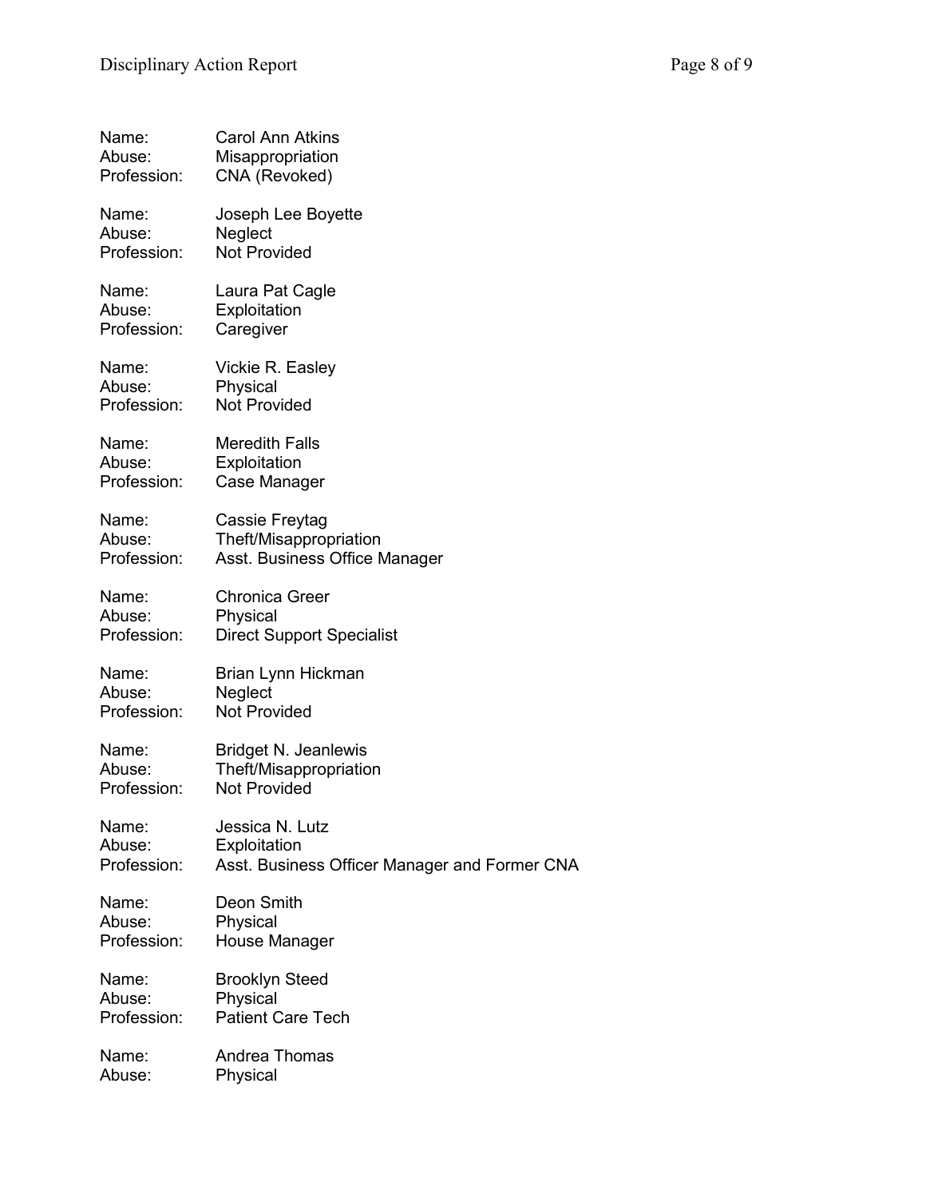Name: Carol Ann Atkins
Abuse: Misappropriation
Profession: CNA (Revoked)

Name: Joseph Lee Boyette
Abuse: Neglect
Profession: Not Provided

Name: Laura Pat Cagle
Abuse: Exploitation
Profession: Caregiver

Name: Vickie R. Easley
Abuse: Physical
Profession: Not Provided

Name: Meredith Falls
Abuse: Exploitation
Profession: Case Manager

Name: Cassie Freytag
Abuse: Theft/Misappropriation
Profession: Asst. Business Office Manager

Name: Chronica Greer
Abuse: Physical
Profession: Direct Support Specialist

Name: Brian Lynn Hickman
Abuse: Neglect
Profession: Not Provided

Name: Bridget N. Jeanlewis
Abuse: Theft/Misappropriation
Profession: Not Provided

Name: Jessica N. Lutz
Abuse: Exploitation
Profession: Asst. Business Officer Manager and Former CNA

Name: Deon Smith
Abuse: Physical
Profession: House Manager

Name: Brooklyn Steed
Abuse: Physical
Profession: Patient Care Tech

Name: Andrea Thomas
Abuse: Physical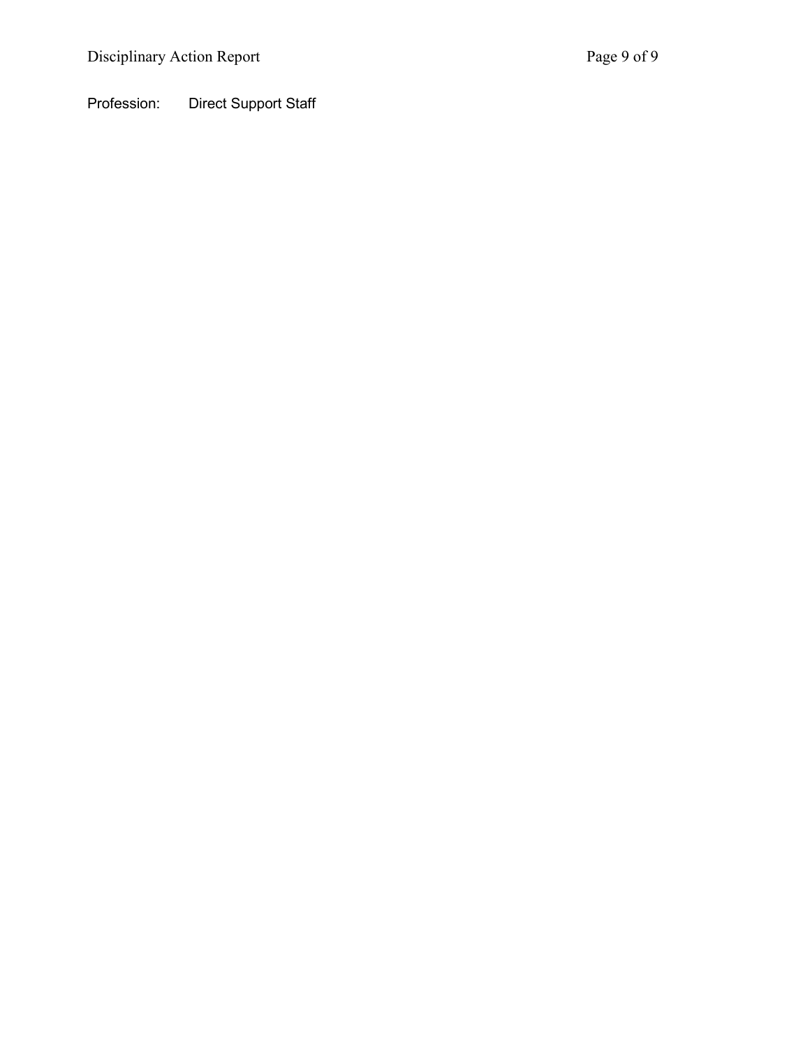Profession: Direct Support Staff